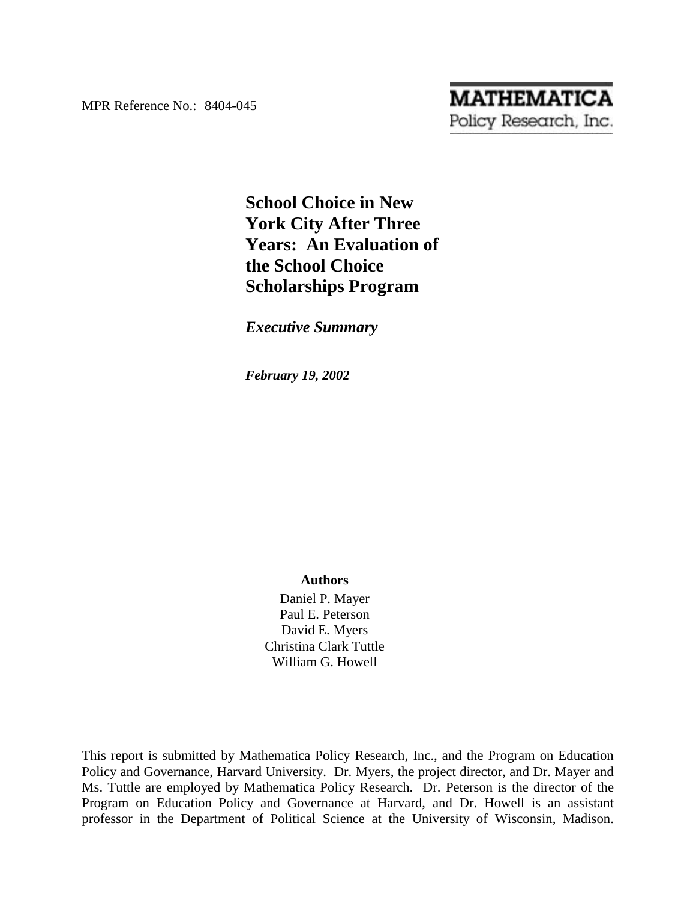MPR Reference No.: 8404-045

**MATHEMATICA**
Policy Research, Inc.

# School Choice in New York City After Three Years: An Evaluation of the School Choice Scholarships Program

***Executive Summary***

***February 19, 2002***

**Authors**

Daniel P. Mayer
Paul E. Peterson
David E. Myers
Christina Clark Tuttle
William G. Howell

This report is submitted by Mathematica Policy Research, Inc., and the Program on Education Policy and Governance, Harvard University. Dr. Myers, the project director, and Dr. Mayer and Ms. Tuttle are employed by Mathematica Policy Research. Dr. Peterson is the director of the Program on Education Policy and Governance at Harvard, and Dr. Howell is an assistant professor in the Department of Political Science at the University of Wisconsin, Madison.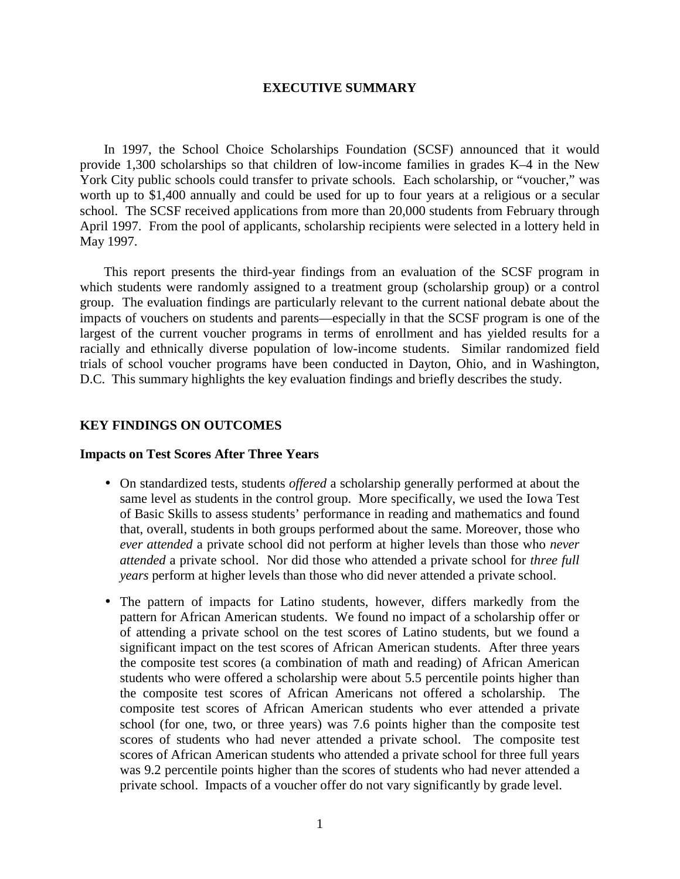# EXECUTIVE SUMMARY

In 1997, the School Choice Scholarships Foundation (SCSF) announced that it would provide 1,300 scholarships so that children of low-income families in grades K–4 in the New York City public schools could transfer to private schools. Each scholarship, or "voucher," was worth up to $1,400 annually and could be used for up to four years at a religious or a secular school. The SCSF received applications from more than 20,000 students from February through April 1997. From the pool of applicants, scholarship recipients were selected in a lottery held in May 1997.

This report presents the third-year findings from an evaluation of the SCSF program in which students were randomly assigned to a treatment group (scholarship group) or a control group. The evaluation findings are particularly relevant to the current national debate about the impacts of vouchers on students and parents—especially in that the SCSF program is one of the largest of the current voucher programs in terms of enrollment and has yielded results for a racially and ethnically diverse population of low-income students. Similar randomized field trials of school voucher programs have been conducted in Dayton, Ohio, and in Washington, D.C. This summary highlights the key evaluation findings and briefly describes the study.

## KEY FINDINGS ON OUTCOMES

### Impacts on Test Scores After Three Years

- On standardized tests, students *offered* a scholarship generally performed at about the same level as students in the control group. More specifically, we used the Iowa Test of Basic Skills to assess students' performance in reading and mathematics and found that, overall, students in both groups performed about the same. Moreover, those who *ever attended* a private school did not perform at higher levels than those who *never attended* a private school. Nor did those who attended a private school for *three full years* perform at higher levels than those who did never attended a private school.

- The pattern of impacts for Latino students, however, differs markedly from the pattern for African American students. We found no impact of a scholarship offer or of attending a private school on the test scores of Latino students, but we found a significant impact on the test scores of African American students. After three years the composite test scores (a combination of math and reading) of African American students who were offered a scholarship were about 5.5 percentile points higher than the composite test scores of African Americans not offered a scholarship. The composite test scores of African American students who ever attended a private school (for one, two, or three years) was 7.6 points higher than the composite test scores of students who had never attended a private school. The composite test scores of African American students who attended a private school for three full years was 9.2 percentile points higher than the scores of students who had never attended a private school. Impacts of a voucher offer do not vary significantly by grade level.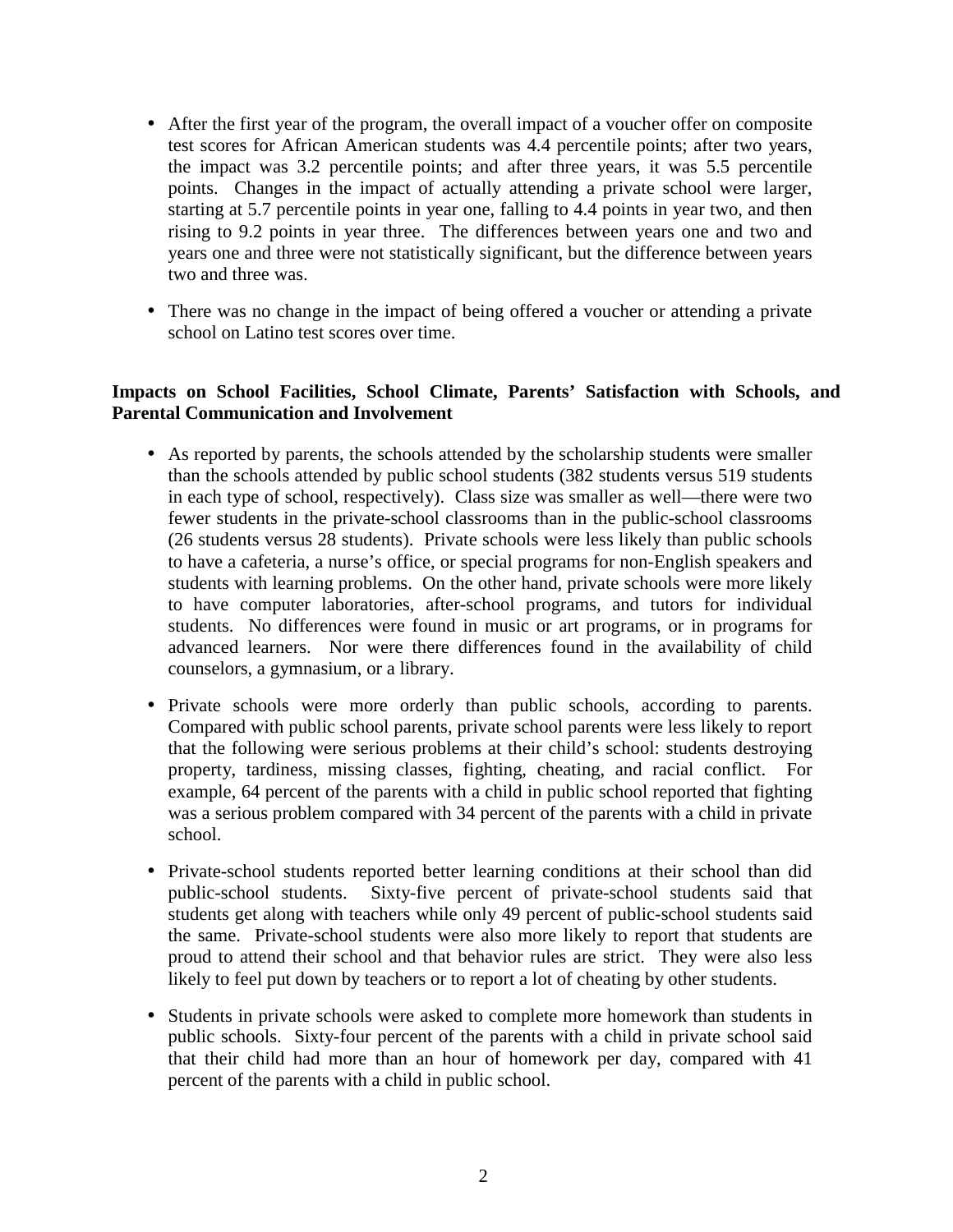- After the first year of the program, the overall impact of a voucher offer on composite test scores for African American students was 4.4 percentile points; after two years, the impact was 3.2 percentile points; and after three years, it was 5.5 percentile points. Changes in the impact of actually attending a private school were larger, starting at 5.7 percentile points in year one, falling to 4.4 points in year two, and then rising to 9.2 points in year three. The differences between years one and two and years one and three were not statistically significant, but the difference between years two and three was.

- There was no change in the impact of being offered a voucher or attending a private school on Latino test scores over time.

**Impacts on School Facilities, School Climate, Parents' Satisfaction with Schools, and Parental Communication and Involvement**

- As reported by parents, the schools attended by the scholarship students were smaller than the schools attended by public school students (382 students versus 519 students in each type of school, respectively). Class size was smaller as well—there were two fewer students in the private-school classrooms than in the public-school classrooms (26 students versus 28 students). Private schools were less likely than public schools to have a cafeteria, a nurse's office, or special programs for non-English speakers and students with learning problems. On the other hand, private schools were more likely to have computer laboratories, after-school programs, and tutors for individual students. No differences were found in music or art programs, or in programs for advanced learners. Nor were there differences found in the availability of child counselors, a gymnasium, or a library.

- Private schools were more orderly than public schools, according to parents. Compared with public school parents, private school parents were less likely to report that the following were serious problems at their child's school: students destroying property, tardiness, missing classes, fighting, cheating, and racial conflict. For example, 64 percent of the parents with a child in public school reported that fighting was a serious problem compared with 34 percent of the parents with a child in private school.

- Private-school students reported better learning conditions at their school than did public-school students. Sixty-five percent of private-school students said that students get along with teachers while only 49 percent of public-school students said the same. Private-school students were also more likely to report that students are proud to attend their school and that behavior rules are strict. They were also less likely to feel put down by teachers or to report a lot of cheating by other students.

- Students in private schools were asked to complete more homework than students in public schools. Sixty-four percent of the parents with a child in private school said that their child had more than an hour of homework per day, compared with 41 percent of the parents with a child in public school.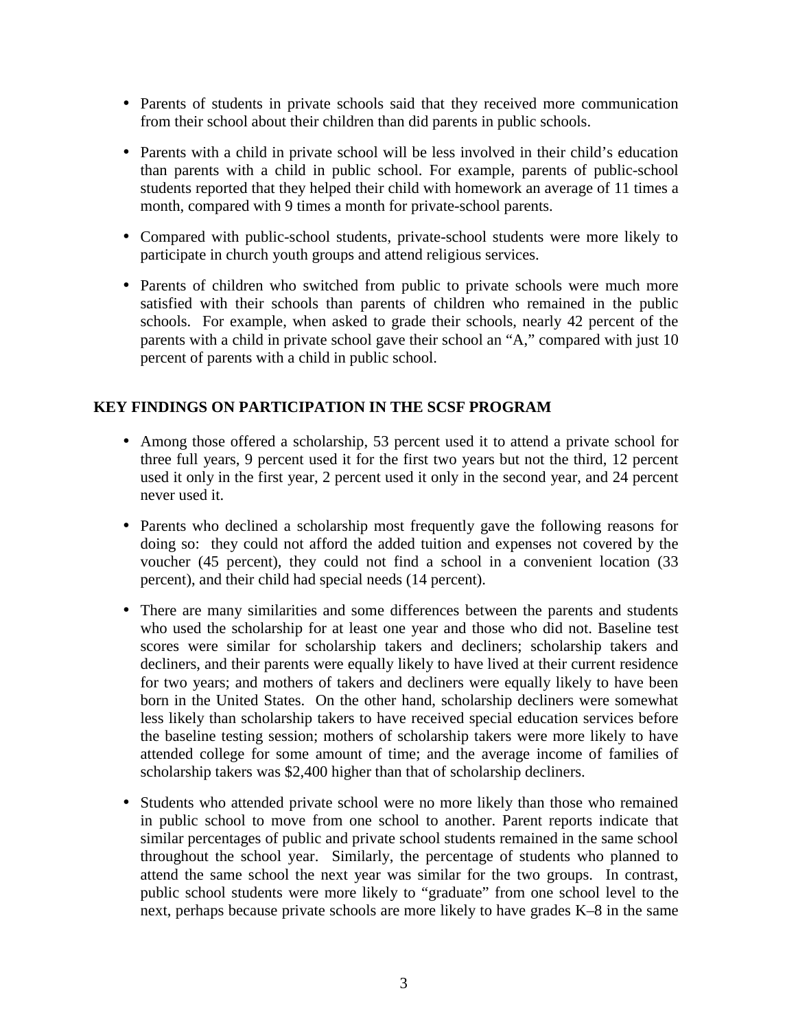- Parents of students in private schools said that they received more communication from their school about their children than did parents in public schools.

- Parents with a child in private school will be less involved in their child's education than parents with a child in public school. For example, parents of public-school students reported that they helped their child with homework an average of 11 times a month, compared with 9 times a month for private-school parents.

- Compared with public-school students, private-school students were more likely to participate in church youth groups and attend religious services.

- Parents of children who switched from public to private schools were much more satisfied with their schools than parents of children who remained in the public schools. For example, when asked to grade their schools, nearly 42 percent of the parents with a child in private school gave their school an "A," compared with just 10 percent of parents with a child in public school.

## KEY FINDINGS ON PARTICIPATION IN THE SCSF PROGRAM

- Among those offered a scholarship, 53 percent used it to attend a private school for three full years, 9 percent used it for the first two years but not the third, 12 percent used it only in the first year, 2 percent used it only in the second year, and 24 percent never used it.

- Parents who declined a scholarship most frequently gave the following reasons for doing so: they could not afford the added tuition and expenses not covered by the voucher (45 percent), they could not find a school in a convenient location (33 percent), and their child had special needs (14 percent).

- There are many similarities and some differences between the parents and students who used the scholarship for at least one year and those who did not. Baseline test scores were similar for scholarship takers and decliners; scholarship takers and decliners, and their parents were equally likely to have lived at their current residence for two years; and mothers of takers and decliners were equally likely to have been born in the United States. On the other hand, scholarship decliners were somewhat less likely than scholarship takers to have received special education services before the baseline testing session; mothers of scholarship takers were more likely to have attended college for some amount of time; and the average income of families of scholarship takers was $2,400 higher than that of scholarship decliners.

- Students who attended private school were no more likely than those who remained in public school to move from one school to another. Parent reports indicate that similar percentages of public and private school students remained in the same school throughout the school year. Similarly, the percentage of students who planned to attend the same school the next year was similar for the two groups. In contrast, public school students were more likely to "graduate" from one school level to the next, perhaps because private schools are more likely to have grades K–8 in the same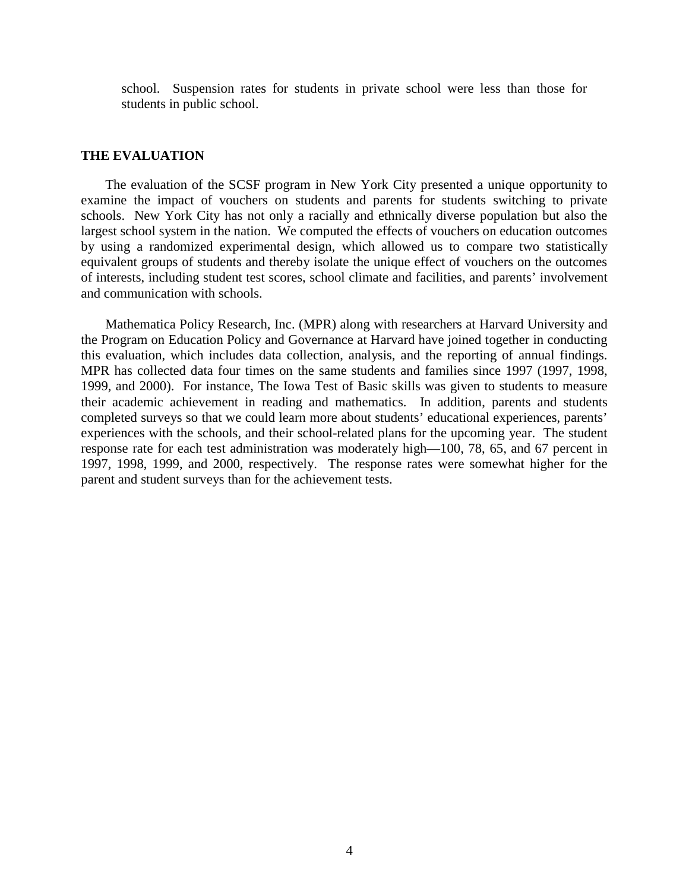school. Suspension rates for students in private school were less than those for students in public school.

## THE EVALUATION

The evaluation of the SCSF program in New York City presented a unique opportunity to examine the impact of vouchers on students and parents for students switching to private schools. New York City has not only a racially and ethnically diverse population but also the largest school system in the nation. We computed the effects of vouchers on education outcomes by using a randomized experimental design, which allowed us to compare two statistically equivalent groups of students and thereby isolate the unique effect of vouchers on the outcomes of interests, including student test scores, school climate and facilities, and parents' involvement and communication with schools.

Mathematica Policy Research, Inc. (MPR) along with researchers at Harvard University and the Program on Education Policy and Governance at Harvard have joined together in conducting this evaluation, which includes data collection, analysis, and the reporting of annual findings. MPR has collected data four times on the same students and families since 1997 (1997, 1998, 1999, and 2000). For instance, The Iowa Test of Basic skills was given to students to measure their academic achievement in reading and mathematics. In addition, parents and students completed surveys so that we could learn more about students' educational experiences, parents' experiences with the schools, and their school-related plans for the upcoming year. The student response rate for each test administration was moderately high—100, 78, 65, and 67 percent in 1997, 1998, 1999, and 2000, respectively. The response rates were somewhat higher for the parent and student surveys than for the achievement tests.